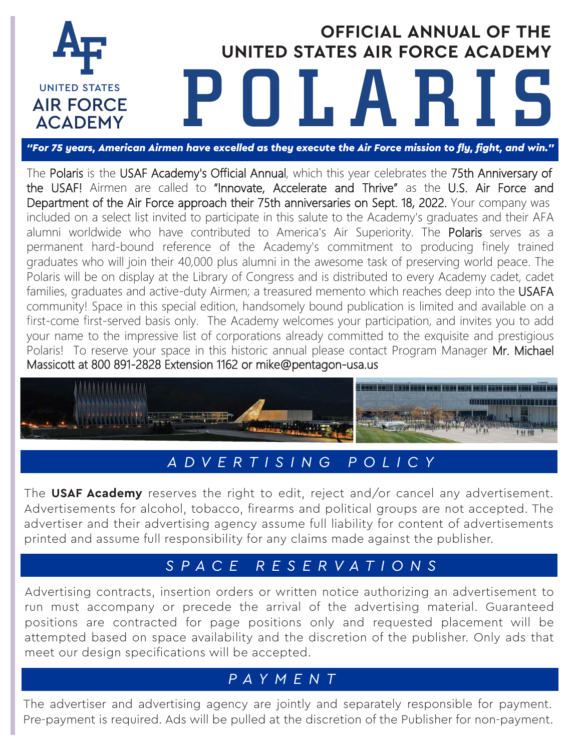UNITED STATES AIR FORCE ACADEMY

# OFFICIAL ANNUAL OF THE UNITED STATES AIR FORCE ACADEMY

# POLARIS

***"For 75 years, American Airmen have excelled as they execute the Air Force mission to fly, fight, and win."***

The Polaris is the USAF Academy's Official Annual, which this year celebrates the 75th Anniversary of the USAF! Airmen are called to "Innovate, Accelerate and Thrive" as the U.S. Air Force and Department of the Air Force approach their 75th anniversaries on Sept. 18, 2022. Your company was included on a select list invited to participate in this salute to the Academy's graduates and their AFA alumni worldwide who have contributed to America's Air Superiority. The Polaris serves as a permanent hard-bound reference of the Academy's commitment to producing finely trained graduates who will join their 40,000 plus alumni in the awesome task of preserving world peace. The Polaris will be on display at the Library of Congress and is distributed to every Academy cadet, cadet families, graduates and active-duty Airmen; a treasured memento which reaches deep into the USAFA community! Space in this special edition, handsomely bound publication is limited and available on a first-come first-served basis only. The Academy welcomes your participation, and invites you to add your name to the impressive list of corporations already committed to the exquisite and prestigious Polaris! To reserve your space in this historic annual please contact Program Manager Mr. Michael Massicott at 800 891-2828 Extension 1162 or mike@pentagon-usa.us

## ADVERTISING POLICY

The **USAF Academy** reserves the right to edit, reject and/or cancel any advertisement. Advertisements for alcohol, tobacco, firearms and political groups are not accepted. The advertiser and their advertising agency assume full liability for content of advertisements printed and assume full responsibility for any claims made against the publisher.

## SPACE RESERVATIONS

Advertising contracts, insertion orders or written notice authorizing an advertisement to run must accompany or precede the arrival of the advertising material. Guaranteed positions are contracted for page positions only and requested placement will be attempted based on space availability and the discretion of the publisher. Only ads that meet our design specifications will be accepted.

## PAYMENT

The advertiser and advertising agency are jointly and separately responsible for payment. Pre-payment is required. Ads will be pulled at the discretion of the Publisher for non-payment.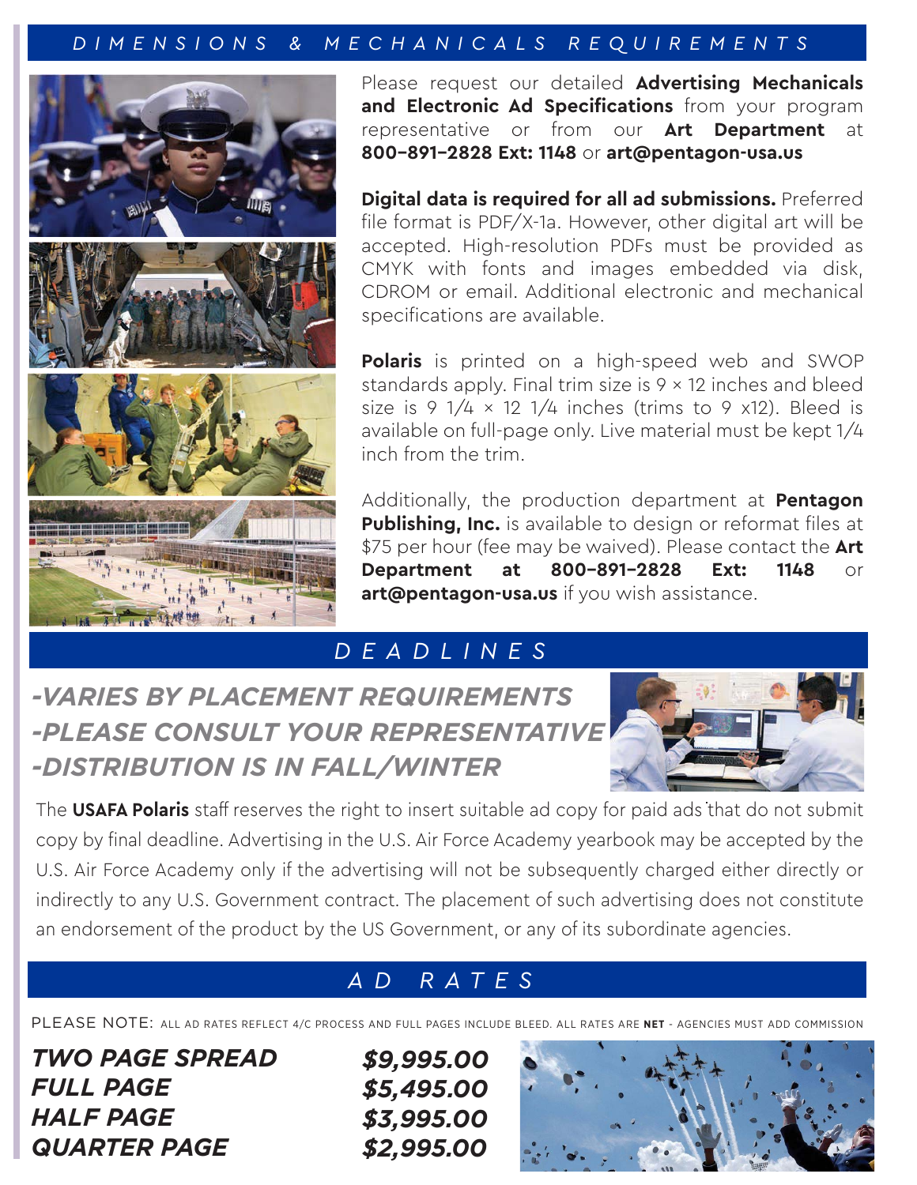## DIMENSIONS & MECHANICALS REQUIREMENTS

Please request our detailed **Advertising Mechanicals and Electronic Ad Specifications** from your program representative or from our **Art Department** at **800–891–2828 Ext: 1148** or **art@pentagon-usa.us**

**Digital data is required for all ad submissions.** Preferred file format is PDF/X-1a. However, other digital art will be accepted. High-resolution PDFs must be provided as CMYK with fonts and images embedded via disk, CDROM or email. Additional electronic and mechanical specifications are available.

**Polaris** is printed on a high-speed web and SWOP standards apply. Final trim size is 9 × 12 inches and bleed size is 9 1/4 × 12 1/4 inches (trims to 9 x12). Bleed is available on full-page only. Live material must be kept 1/4 inch from the trim.

Additionally, the production department at **Pentagon Publishing, Inc.** is available to design or reformat files at $75 per hour (fee may be waived). Please contact the **Art Department at 800–891–2828 Ext: 1148** or **art@pentagon-usa.us** if you wish assistance.

## DEADLINES

***-VARIES BY PLACEMENT REQUIREMENTS***
***-PLEASE CONSULT YOUR REPRESENTATIVE***
***-DISTRIBUTION IS IN FALL/WINTER***

The **USAFA Polaris** staff reserves the right to insert suitable ad copy for paid ads that do not submit copy by final deadline. Advertising in the U.S. Air Force Academy yearbook may be accepted by the U.S. Air Force Academy only if the advertising will not be subsequently charged either directly or indirectly to any U.S. Government contract. The placement of such advertising does not constitute an endorsement of the product by the US Government, or any of its subordinate agencies.

## AD RATES

PLEASE NOTE: ALL AD RATES REFLECT 4/C PROCESS AND FULL PAGES INCLUDE BLEED. ALL RATES ARE **NET** - AGENCIES MUST ADD COMMISSION

| | |
|---|---|
| ***TWO PAGE SPREAD*** | ***$9,995.00*** |
| ***FULL PAGE*** | ***$5,495.00*** |
| ***HALF PAGE*** | ***$3,995.00*** |
| ***QUARTER PAGE*** | ***$2,995.00*** |